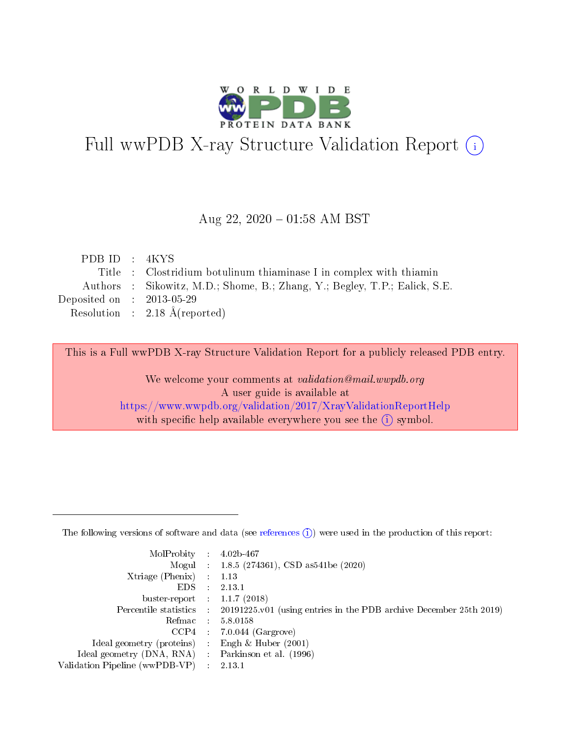# Full wwPDB X-ray Structure Validation Report (i)

Aug 22, 2020 – 01:58 AM BST

| | | |
|---|---|---|
| PDB ID | : | 4KYS |
| Title | : | Clostridium botulinum thiaminase I in complex with thiamin |
| Authors | : | Sikowitz, M.D.; Shome, B.; Zhang, Y.; Begley, T.P.; Ealick, S.E. |
| Deposited on | : | 2013-05-29 |
| Resolution | : | 2.18 Å(reported) |

This is a Full wwPDB X-ray Structure Validation Report for a publicly released PDB entry.

We welcome your comments at *validation@mail.wwpdb.org*
A user guide is available at
https://www.wwpdb.org/validation/2017/XrayValidationReportHelp
with specific help available everywhere you see the (i) symbol.

---

The following versions of software and data (see references (i)) were used in the production of this report:

| | | |
|---|---|---|
| MolProbity | : | 4.02b-467 |
| Mogul | : | 1.8.5 (274361), CSD as541be (2020) |
| Xtriage (Phenix) | : | 1.13 |
| EDS | : | 2.13.1 |
| buster-report | : | 1.1.7 (2018) |
| Percentile statistics | : | 20191225.v01 (using entries in the PDB archive December 25th 2019) |
| Refmac | : | 5.8.0158 |
| CCP4 | : | 7.0.044 (Gargrove) |
| Ideal geometry (proteins) | : | Engh & Huber (2001) |
| Ideal geometry (DNA, RNA) | : | Parkinson et al. (1996) |
| Validation Pipeline (wwPDB-VP) | : | 2.13.1 |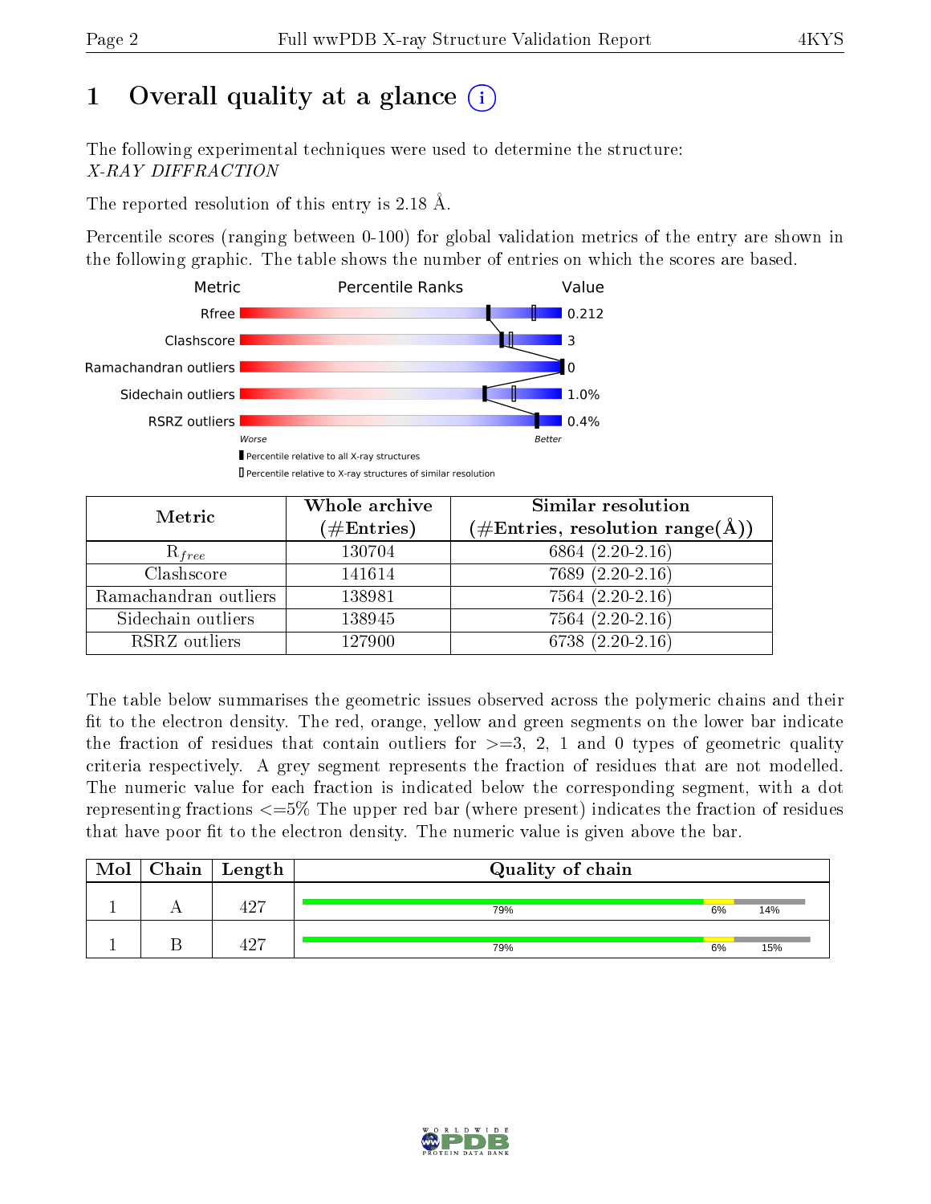# 1 Overall quality at a glance (i)

The following experimental techniques were used to determine the structure:
*X-RAY DIFFRACTION*

The reported resolution of this entry is 2.18 Å.

Percentile scores (ranging between 0-100) for global validation metrics of the entry are shown in the following graphic. The table shows the number of entries on which the scores are based.

| Metric | Value |
|---|---|
| Rfree | 0.212 |
| Clashscore | 3 |
| Ramachandran outliers | 0 |
| Sidechain outliers | 1.0% |
| RSRZ outliers | 0.4% |

Worse — Better

▮ Percentile relative to all X-ray structures
▯ Percentile relative to X-ray structures of similar resolution

| Metric | Whole archive (#Entries) | Similar resolution (#Entries, resolution range(Å)) |
|---|---|---|
| $R_{free}$ | 130704 | 6864 (2.20-2.16) |
| Clashscore | 141614 | 7689 (2.20-2.16) |
| Ramachandran outliers | 138981 | 7564 (2.20-2.16) |
| Sidechain outliers | 138945 | 7564 (2.20-2.16) |
| RSRZ outliers | 127900 | 6738 (2.20-2.16) |

The table below summarises the geometric issues observed across the polymeric chains and their fit to the electron density. The red, orange, yellow and green segments on the lower bar indicate the fraction of residues that contain outliers for >=3, 2, 1 and 0 types of geometric quality criteria respectively. A grey segment represents the fraction of residues that are not modelled. The numeric value for each fraction is indicated below the corresponding segment, with a dot representing fractions <=5% The upper red bar (where present) indicates the fraction of residues that have poor fit to the electron density. The numeric value is given above the bar.

| Mol | Chain | Length | Quality of chain |
|---|---|---|---|
| 1 | A | 427 | 79% · 6% · 14% |
| 1 | B | 427 | 79% · 6% · 15% |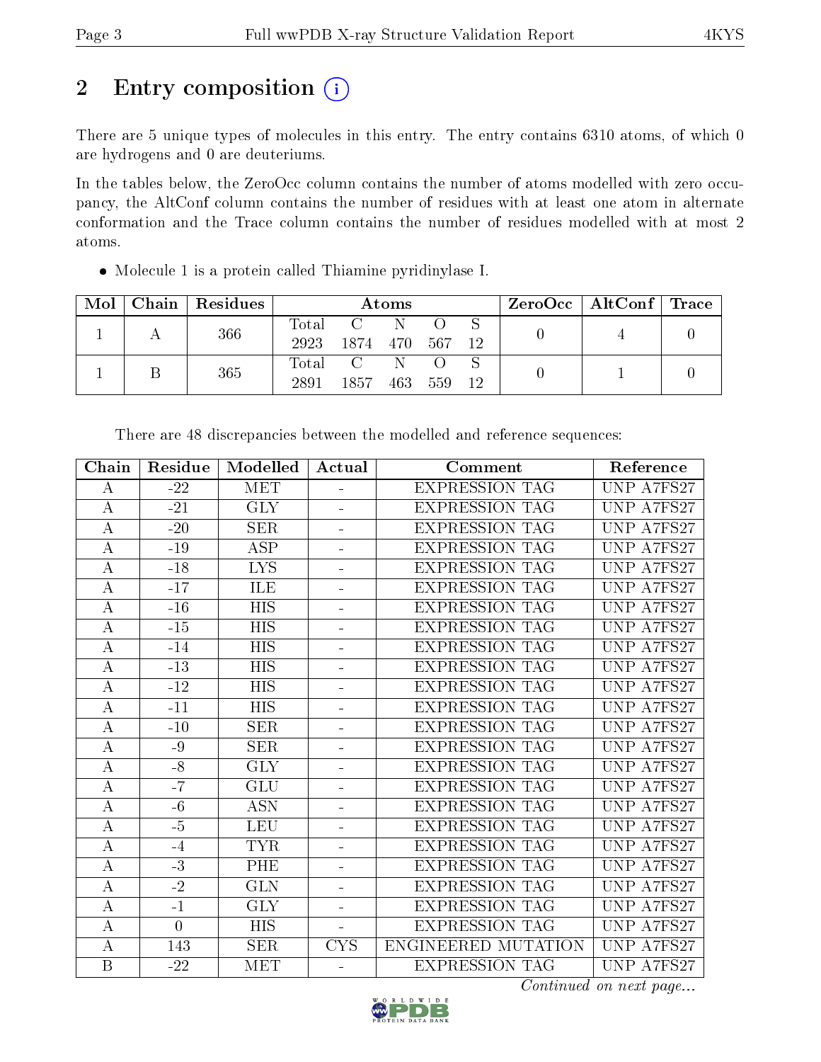# 2 Entry composition (i)

There are 5 unique types of molecules in this entry. The entry contains 6310 atoms, of which 0 are hydrogens and 0 are deuteriums.

In the tables below, the ZeroOcc column contains the number of atoms modelled with zero occupancy, the AltConf column contains the number of residues with at least one atom in alternate conformation and the Trace column contains the number of residues modelled with at most 2 atoms.

- Molecule 1 is a protein called Thiamine pyridinylase I.

| Mol | Chain | Residues | Atoms | | | | | ZeroOcc | AltConf | Trace |
|---|---|---|---|---|---|---|---|---|---|---|
| 1 | A | 366 | Total 2923 | C 1874 | N 470 | O 567 | S 12 | 0 | 4 | 0 |
| 1 | B | 365 | Total 2891 | C 1857 | N 463 | O 559 | S 12 | 0 | 1 | 0 |

There are 48 discrepancies between the modelled and reference sequences:

| Chain | Residue | Modelled | Actual | Comment | Reference |
|---|---|---|---|---|---|
| A | -22 | MET | - | EXPRESSION TAG | UNP A7FS27 |
| A | -21 | GLY | - | EXPRESSION TAG | UNP A7FS27 |
| A | -20 | SER | - | EXPRESSION TAG | UNP A7FS27 |
| A | -19 | ASP | - | EXPRESSION TAG | UNP A7FS27 |
| A | -18 | LYS | - | EXPRESSION TAG | UNP A7FS27 |
| A | -17 | ILE | - | EXPRESSION TAG | UNP A7FS27 |
| A | -16 | HIS | - | EXPRESSION TAG | UNP A7FS27 |
| A | -15 | HIS | - | EXPRESSION TAG | UNP A7FS27 |
| A | -14 | HIS | - | EXPRESSION TAG | UNP A7FS27 |
| A | -13 | HIS | - | EXPRESSION TAG | UNP A7FS27 |
| A | -12 | HIS | - | EXPRESSION TAG | UNP A7FS27 |
| A | -11 | HIS | - | EXPRESSION TAG | UNP A7FS27 |
| A | -10 | SER | - | EXPRESSION TAG | UNP A7FS27 |
| A | -9 | SER | - | EXPRESSION TAG | UNP A7FS27 |
| A | -8 | GLY | - | EXPRESSION TAG | UNP A7FS27 |
| A | -7 | GLU | - | EXPRESSION TAG | UNP A7FS27 |
| A | -6 | ASN | - | EXPRESSION TAG | UNP A7FS27 |
| A | -5 | LEU | - | EXPRESSION TAG | UNP A7FS27 |
| A | -4 | TYR | - | EXPRESSION TAG | UNP A7FS27 |
| A | -3 | PHE | - | EXPRESSION TAG | UNP A7FS27 |
| A | -2 | GLN | - | EXPRESSION TAG | UNP A7FS27 |
| A | -1 | GLY | - | EXPRESSION TAG | UNP A7FS27 |
| A | 0 | HIS | - | EXPRESSION TAG | UNP A7FS27 |
| A | 143 | SER | CYS | ENGINEERED MUTATION | UNP A7FS27 |
| B | -22 | MET | - | EXPRESSION TAG | UNP A7FS27 |

*Continued on next page...*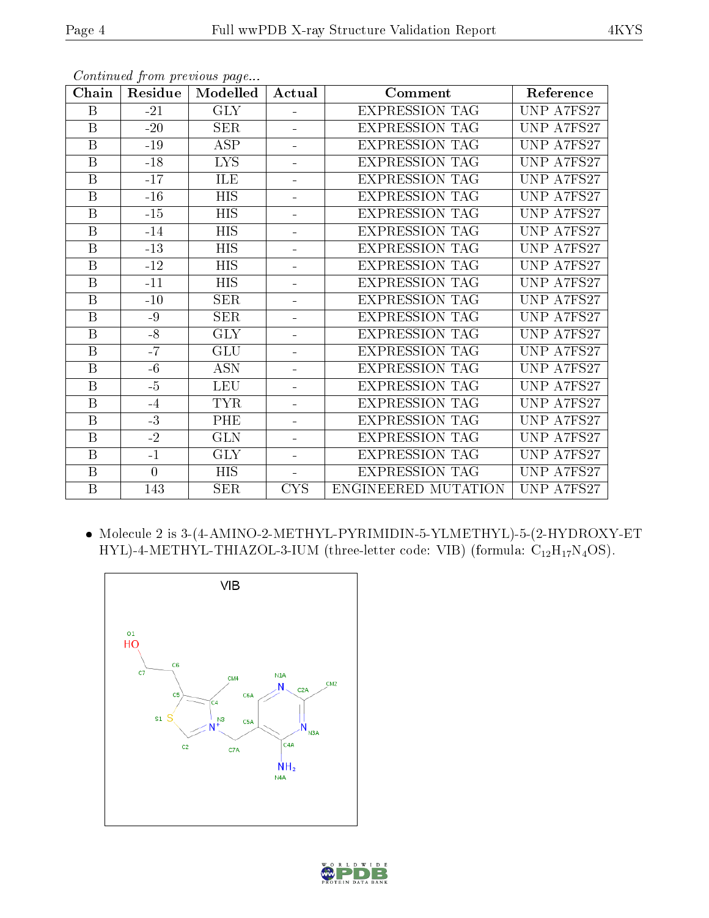*Continued from previous page...*

| Chain | Residue | Modelled | Actual | Comment | Reference |
|---|---|---|---|---|---|
| B | -21 | GLY | - | EXPRESSION TAG | UNP A7FS27 |
| B | -20 | SER | - | EXPRESSION TAG | UNP A7FS27 |
| B | -19 | ASP | - | EXPRESSION TAG | UNP A7FS27 |
| B | -18 | LYS | - | EXPRESSION TAG | UNP A7FS27 |
| B | -17 | ILE | - | EXPRESSION TAG | UNP A7FS27 |
| B | -16 | HIS | - | EXPRESSION TAG | UNP A7FS27 |
| B | -15 | HIS | - | EXPRESSION TAG | UNP A7FS27 |
| B | -14 | HIS | - | EXPRESSION TAG | UNP A7FS27 |
| B | -13 | HIS | - | EXPRESSION TAG | UNP A7FS27 |
| B | -12 | HIS | - | EXPRESSION TAG | UNP A7FS27 |
| B | -11 | HIS | - | EXPRESSION TAG | UNP A7FS27 |
| B | -10 | SER | - | EXPRESSION TAG | UNP A7FS27 |
| B | -9 | SER | - | EXPRESSION TAG | UNP A7FS27 |
| B | -8 | GLY | - | EXPRESSION TAG | UNP A7FS27 |
| B | -7 | GLU | - | EXPRESSION TAG | UNP A7FS27 |
| B | -6 | ASN | - | EXPRESSION TAG | UNP A7FS27 |
| B | -5 | LEU | - | EXPRESSION TAG | UNP A7FS27 |
| B | -4 | TYR | - | EXPRESSION TAG | UNP A7FS27 |
| B | -3 | PHE | - | EXPRESSION TAG | UNP A7FS27 |
| B | -2 | GLN | - | EXPRESSION TAG | UNP A7FS27 |
| B | -1 | GLY | - | EXPRESSION TAG | UNP A7FS27 |
| B | 0 | HIS | - | EXPRESSION TAG | UNP A7FS27 |
| B | 143 | SER | CYS | ENGINEERED MUTATION | UNP A7FS27 |

- Molecule 2 is 3-(4-AMINO-2-METHYL-PYRIMIDIN-5-YLMETHYL)-5-(2-HYDROXY-ETHYL)-4-METHYL-THIAZOL-3-IUM (three-letter code: VIB) (formula: $C_{12}H_{17}N_4OS$).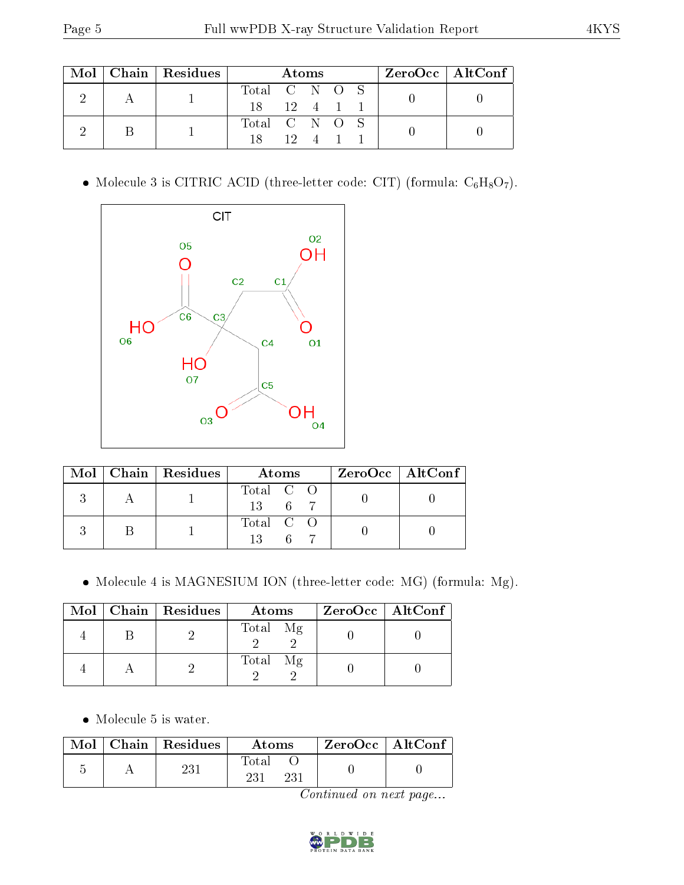| Mol | Chain | Residues | Atoms | | | | | ZeroOcc | AltConf |
|---|---|---|---|---|---|---|---|---|---|
| | | | Total | C | N | O | S | | |
| 2 | A | 1 | 18 | 12 | 4 | 1 | 1 | 0 | 0 |
| 2 | B | 1 | 18 | 12 | 4 | 1 | 1 | 0 | 0 |

- Molecule 3 is CITRIC ACID (three-letter code: CIT) (formula: $C_6H_8O_7$).

| Mol | Chain | Residues | Atoms | | | ZeroOcc | AltConf |
|---|---|---|---|---|---|---|---|
| | | | Total | C | O | | |
| 3 | A | 1 | 13 | 6 | 7 | 0 | 0 |
| 3 | B | 1 | 13 | 6 | 7 | 0 | 0 |

- Molecule 4 is MAGNESIUM ION (three-letter code: MG) (formula: Mg).

| Mol | Chain | Residues | Atoms | | ZeroOcc | AltConf |
|---|---|---|---|---|---|---|
| | | | Total | Mg | | |
| 4 | B | 2 | 2 | 2 | 0 | 0 |
| 4 | A | 2 | 2 | 2 | 0 | 0 |

- Molecule 5 is water.

| Mol | Chain | Residues | Atoms | | ZeroOcc | AltConf |
|---|---|---|---|---|---|---|
| | | | Total | O | | |
| 5 | A | 231 | 231 | 231 | 0 | 0 |

*Continued on next page...*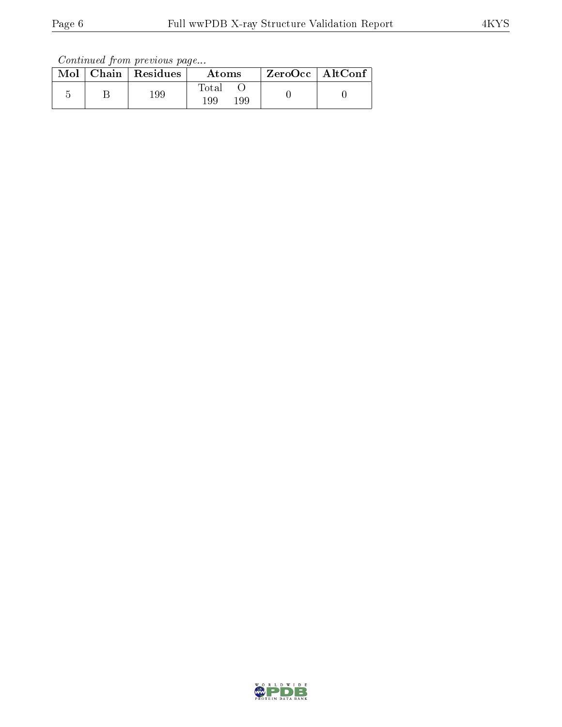*Continued from previous page...*

| Mol | Chain | Residues | Atoms | | ZeroOcc | AltConf |
|---|---|---|---|---|---|---|
| | | | Total | O | | |
| 5 | B | 199 | 199 | 199 | 0 | 0 |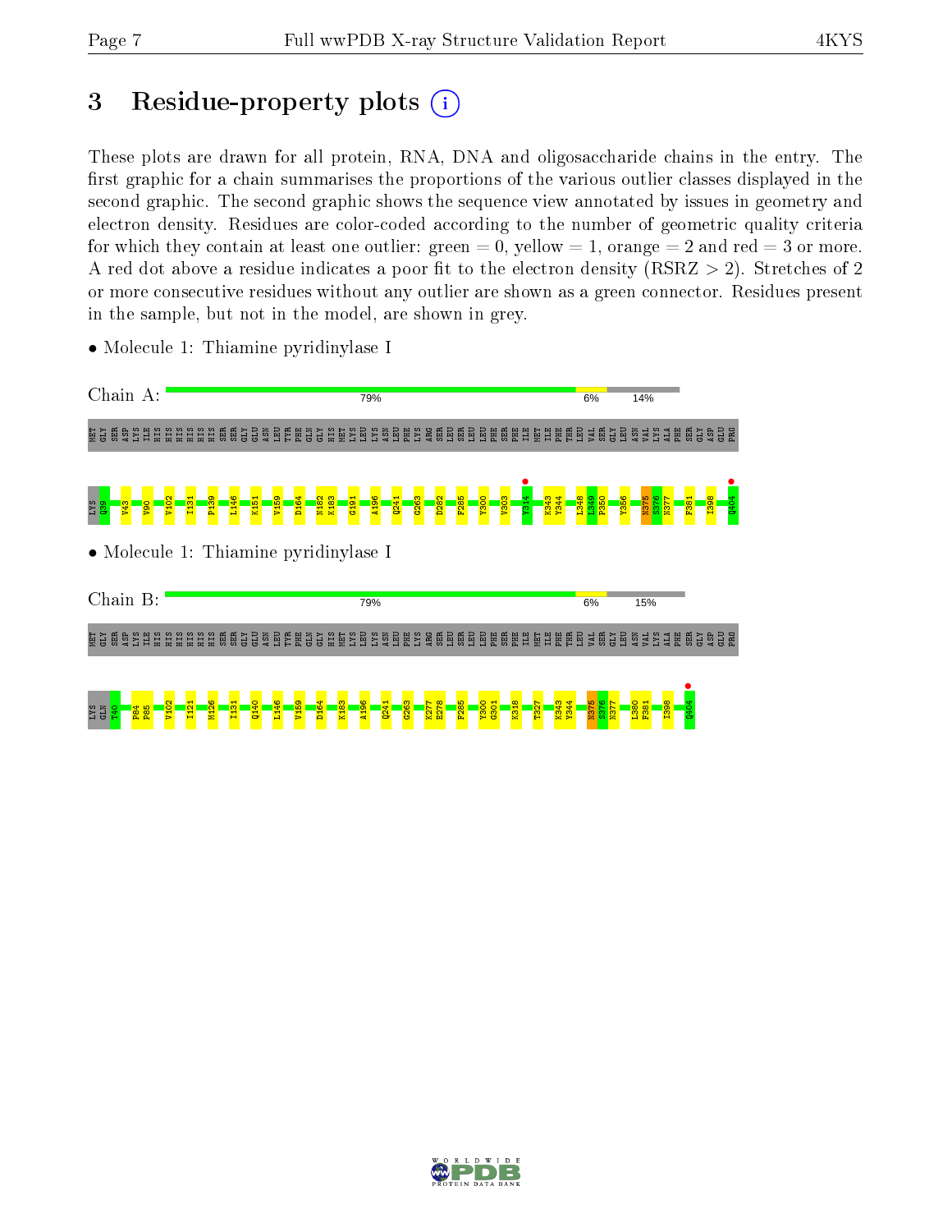# 3 Residue-property plots

These plots are drawn for all protein, RNA, DNA and oligosaccharide chains in the entry. The first graphic for a chain summarises the proportions of the various outlier classes displayed in the second graphic. The second graphic shows the sequence view annotated by issues in geometry and electron density. Residues are color-coded according to the number of geometric quality criteria for which they contain at least one outlier: green = 0, yellow = 1, orange = 2 and red = 3 or more. A red dot above a residue indicates a poor fit to the electron density (RSRZ > 2). Stretches of 2 or more consecutive residues without any outlier are shown as a green connector. Residues present in the sample, but not in the model, are shown in grey.

- Molecule 1: Thiamine pyridinylase I

Chain A: 79% 6% 14%

MET GLY SER ASP LYS ILE HIS HIS HIS HIS HIS HIS SER SER GLY GLU ASN LEU TYR PHE GLN GLY HIS MET LYS LEU LYS ASN LEU PHE LYS ARG SER LEU SER LEU LEU PHE SER PHE ILE MET ILE PHE THR LEU VAL SER GLY LEU ASN VAL LYS ALA PHE SER GLY ASP GLU PRO LYS Q39 V43 V90 V102 I131 P139 L146 K151 V159 D164 N182 K183 G191 A196 Q241 G263 D282 F285 Y300 V303 Y314 K343 Y344 L348 L349 P350 Y356 N375 S376 N377 F381 I398 Q404

- Molecule 1: Thiamine pyridinylase I

Chain B: 79% 6% 15%

MET GLY SER ASP LYS ILE HIS HIS HIS HIS HIS HIS SER SER GLY GLU ASN LEU TYR PHE GLN GLY HIS MET LYS LEU LYS ASN LEU PHE LYS ARG SER LEU SER LEU LEU PHE SER PHE ILE MET ILE PHE THR LEU VAL SER GLY LEU ASN VAL LYS ALA PHE SER GLY ASP GLU PRO LYS GLN T40 P84 P85 V102 I121 M126 I131 Q140 L146 V159 D164 K183 A196 Q241 G263 K277 E278 F285 Y300 G301 K318 T327 K343 Y344 N375 S376 N377 L380 F381 I398 Q404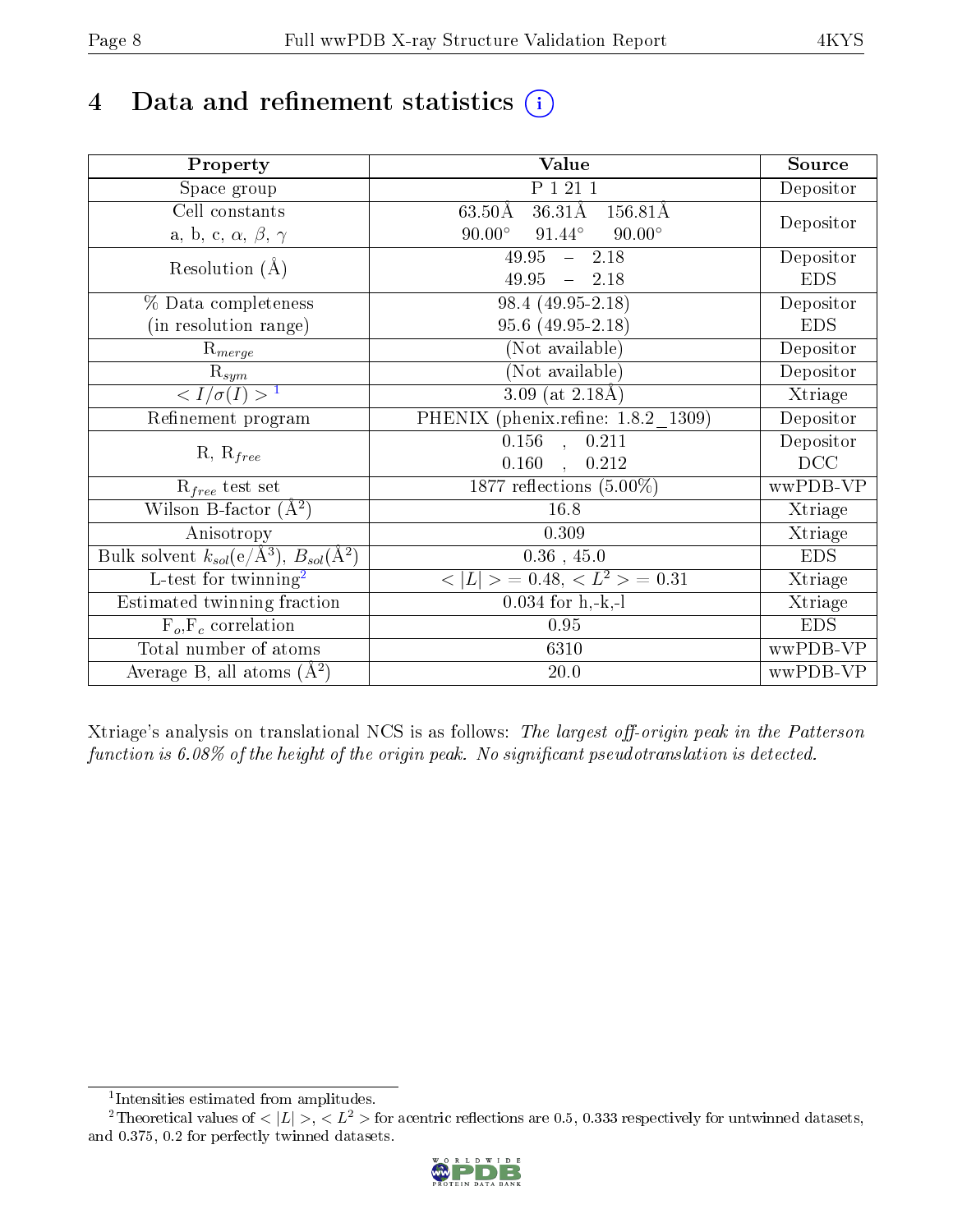# 4 Data and refinement statistics (i)

| Property | Value | Source |
|---|---|---|
| Space group | P 1 21 1 | Depositor |
| Cell constants<br>a, b, c, $\alpha$, $\beta$, $\gamma$ | 63.50Å 36.31Å 156.81Å<br>90.00° 91.44° 90.00° | Depositor |
| Resolution (Å) | 49.95 – 2.18<br>49.95 – 2.18 | Depositor<br>EDS |
| % Data completeness<br>(in resolution range) | 98.4 (49.95-2.18)<br>95.6 (49.95-2.18) | Depositor<br>EDS |
| $R_{merge}$ | (Not available) | Depositor |
| $R_{sym}$ | (Not available) | Depositor |
| $< I/\sigma(I) >$ [1] | 3.09 (at 2.18Å) | Xtriage |
| Refinement program | PHENIX (phenix.refine: 1.8.2_1309) | Depositor |
| R, $R_{free}$ | 0.156 , 0.211<br>0.160 , 0.212 | Depositor<br>DCC |
| $R_{free}$ test set | 1877 reflections (5.00%) | wwPDB-VP |
| Wilson B-factor (Å$^2$) | 16.8 | Xtriage |
| Anisotropy | 0.309 | Xtriage |
| Bulk solvent $k_{sol}$(e/Å$^3$), $B_{sol}$(Å$^2$) | 0.36 , 45.0 | EDS |
| L-test for twinning[2] | $< \|L\| >$ = 0.48, $< L^2 >$ = 0.31 | Xtriage |
| Estimated twinning fraction | 0.034 for h,-k,-l | Xtriage |
| $F_o$,$F_c$ correlation | 0.95 | EDS |
| Total number of atoms | 6310 | wwPDB-VP |
| Average B, all atoms (Å$^2$) | 20.0 | wwPDB-VP |

Xtriage's analysis on translational NCS is as follows: *The largest off-origin peak in the Patterson function is 6.08% of the height of the origin peak. No significant pseudotranslation is detected.*

[1] Intensities estimated from amplitudes.

[2] Theoretical values of $< |L| >$, $< L^2 >$ for acentric reflections are 0.5, 0.333 respectively for untwinned datasets, and 0.375, 0.2 for perfectly twinned datasets.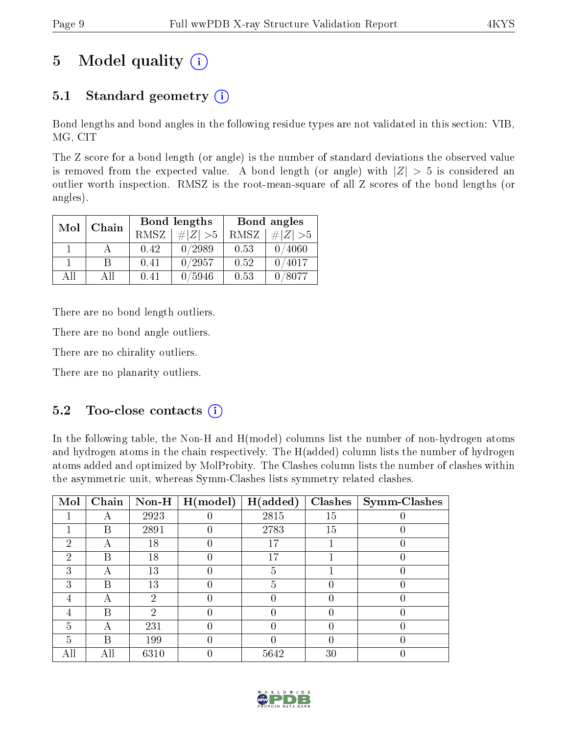# 5 Model quality (i)

## 5.1 Standard geometry (i)

Bond lengths and bond angles in the following residue types are not validated in this section: VIB, MG, CIT

The Z score for a bond length (or angle) is the number of standard deviations the observed value is removed from the expected value. A bond length (or angle) with $|Z| > 5$ is considered an outlier worth inspection. RMSZ is the root-mean-square of all Z scores of the bond lengths (or angles).

| Mol | Chain | Bond lengths | | Bond angles | |
|---|---|---|---|---|---|
| | | RMSZ | $\#\|Z\| > 5$ | RMSZ | $\#\|Z\| > 5$ |
| 1 | A | 0.42 | 0/2989 | 0.53 | 0/4060 |
| 1 | B | 0.41 | 0/2957 | 0.52 | 0/4017 |
| All | All | 0.41 | 0/5946 | 0.53 | 0/8077 |

There are no bond length outliers.

There are no bond angle outliers.

There are no chirality outliers.

There are no planarity outliers.

## 5.2 Too-close contacts (i)

In the following table, the Non-H and H(model) columns list the number of non-hydrogen atoms and hydrogen atoms in the chain respectively. The H(added) column lists the number of hydrogen atoms added and optimized by MolProbity. The Clashes column lists the number of clashes within the asymmetric unit, whereas Symm-Clashes lists symmetry related clashes.

| Mol | Chain | Non-H | H(model) | H(added) | Clashes | Symm-Clashes |
|---|---|---|---|---|---|---|
| 1 | A | 2923 | 0 | 2815 | 15 | 0 |
| 1 | B | 2891 | 0 | 2783 | 15 | 0 |
| 2 | A | 18 | 0 | 17 | 1 | 0 |
| 2 | B | 18 | 0 | 17 | 1 | 0 |
| 3 | A | 13 | 0 | 5 | 1 | 0 |
| 3 | B | 13 | 0 | 5 | 0 | 0 |
| 4 | A | 2 | 0 | 0 | 0 | 0 |
| 4 | B | 2 | 0 | 0 | 0 | 0 |
| 5 | A | 231 | 0 | 0 | 0 | 0 |
| 5 | B | 199 | 0 | 0 | 0 | 0 |
| All | All | 6310 | 0 | 5642 | 30 | 0 |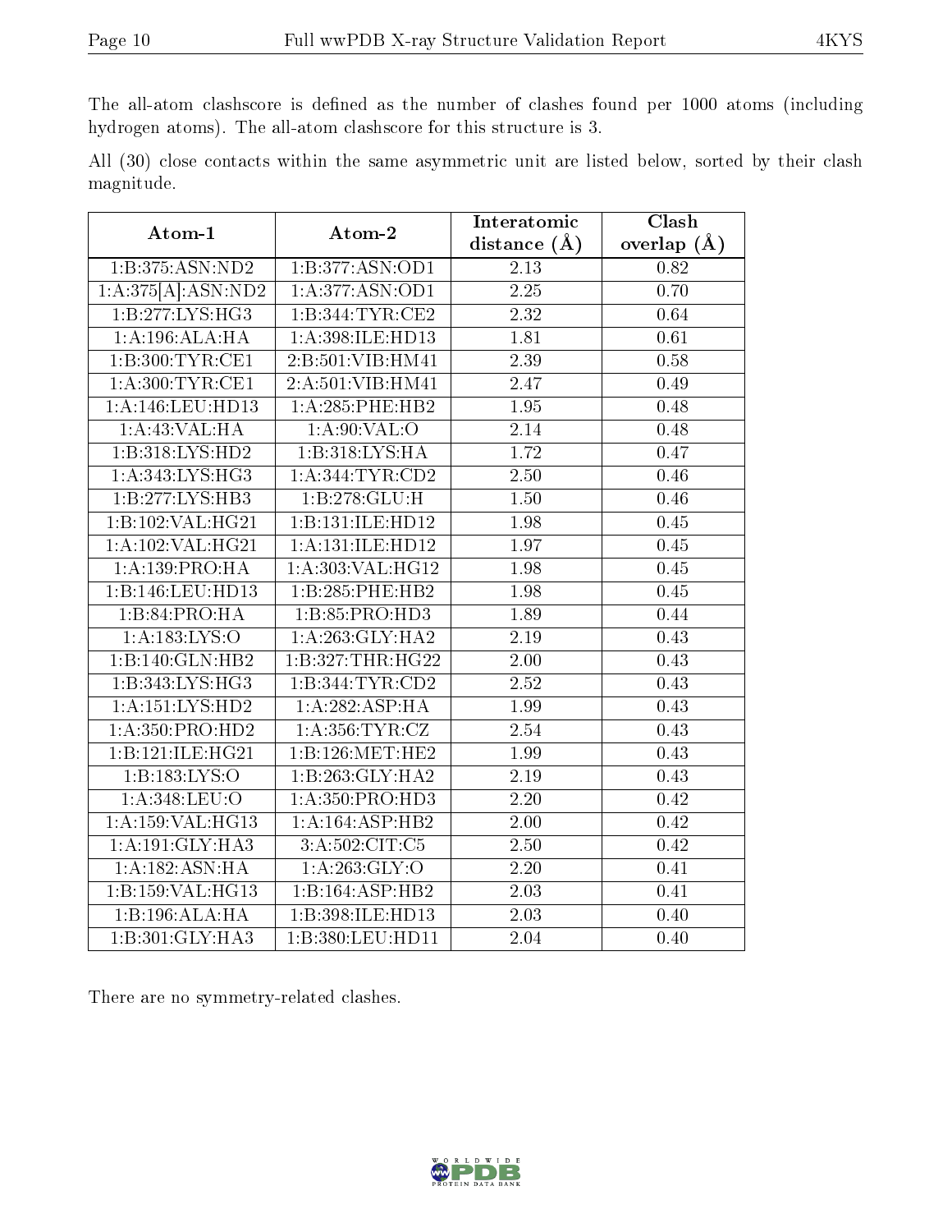The all-atom clashscore is defined as the number of clashes found per 1000 atoms (including hydrogen atoms). The all-atom clashscore for this structure is 3.

All (30) close contacts within the same asymmetric unit are listed below, sorted by their clash magnitude.

| Atom-1 | Atom-2 | Interatomic distance (Å) | Clash overlap (Å) |
|---|---|---|---|
| 1:B:375:ASN:ND2 | 1:B:377:ASN:OD1 | 2.13 | 0.82 |
| 1:A:375[A]:ASN:ND2 | 1:A:377:ASN:OD1 | 2.25 | 0.70 |
| 1:B:277:LYS:HG3 | 1:B:344:TYR:CE2 | 2.32 | 0.64 |
| 1:A:196:ALA:HA | 1:A:398:ILE:HD13 | 1.81 | 0.61 |
| 1:B:300:TYR:CE1 | 2:B:501:VIB:HM41 | 2.39 | 0.58 |
| 1:A:300:TYR:CE1 | 2:A:501:VIB:HM41 | 2.47 | 0.49 |
| 1:A:146:LEU:HD13 | 1:A:285:PHE:HB2 | 1.95 | 0.48 |
| 1:A:43:VAL:HA | 1:A:90:VAL:O | 2.14 | 0.48 |
| 1:B:318:LYS:HD2 | 1:B:318:LYS:HA | 1.72 | 0.47 |
| 1:A:343:LYS:HG3 | 1:A:344:TYR:CD2 | 2.50 | 0.46 |
| 1:B:277:LYS:HB3 | 1:B:278:GLU:H | 1.50 | 0.46 |
| 1:B:102:VAL:HG21 | 1:B:131:ILE:HD12 | 1.98 | 0.45 |
| 1:A:102:VAL:HG21 | 1:A:131:ILE:HD12 | 1.97 | 0.45 |
| 1:A:139:PRO:HA | 1:A:303:VAL:HG12 | 1.98 | 0.45 |
| 1:B:146:LEU:HD13 | 1:B:285:PHE:HB2 | 1.98 | 0.45 |
| 1:B:84:PRO:HA | 1:B:85:PRO:HD3 | 1.89 | 0.44 |
| 1:A:183:LYS:O | 1:A:263:GLY:HA2 | 2.19 | 0.43 |
| 1:B:140:GLN:HB2 | 1:B:327:THR:HG22 | 2.00 | 0.43 |
| 1:B:343:LYS:HG3 | 1:B:344:TYR:CD2 | 2.52 | 0.43 |
| 1:A:151:LYS:HD2 | 1:A:282:ASP:HA | 1.99 | 0.43 |
| 1:A:350:PRO:HD2 | 1:A:356:TYR:CZ | 2.54 | 0.43 |
| 1:B:121:ILE:HG21 | 1:B:126:MET:HE2 | 1.99 | 0.43 |
| 1:B:183:LYS:O | 1:B:263:GLY:HA2 | 2.19 | 0.43 |
| 1:A:348:LEU:O | 1:A:350:PRO:HD3 | 2.20 | 0.42 |
| 1:A:159:VAL:HG13 | 1:A:164:ASP:HB2 | 2.00 | 0.42 |
| 1:A:191:GLY:HA3 | 3:A:502:CIT:C5 | 2.50 | 0.42 |
| 1:A:182:ASN:HA | 1:A:263:GLY:O | 2.20 | 0.41 |
| 1:B:159:VAL:HG13 | 1:B:164:ASP:HB2 | 2.03 | 0.41 |
| 1:B:196:ALA:HA | 1:B:398:ILE:HD13 | 2.03 | 0.40 |
| 1:B:301:GLY:HA3 | 1:B:380:LEU:HD11 | 2.04 | 0.40 |

There are no symmetry-related clashes.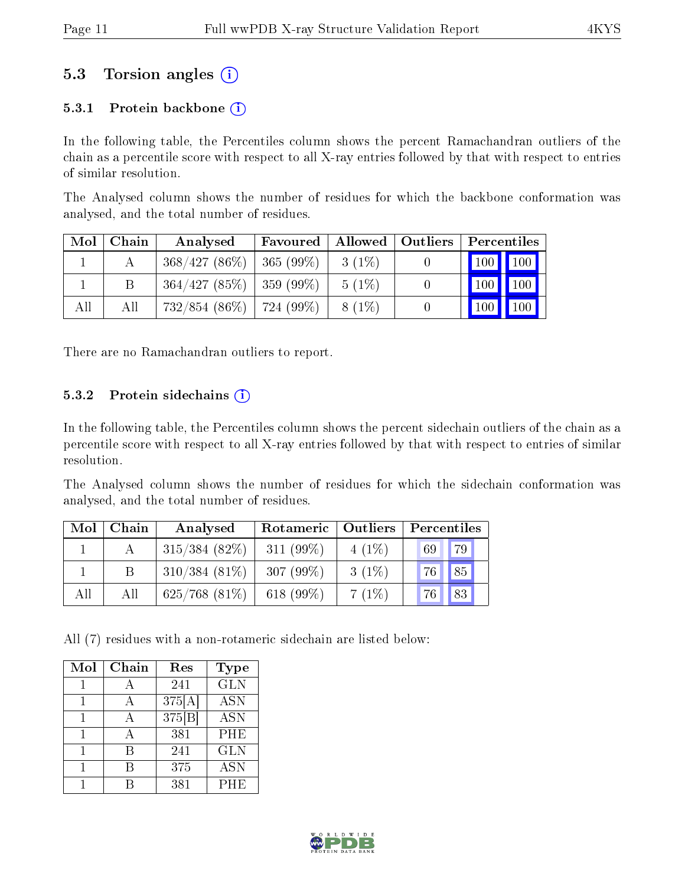## 5.3 Torsion angles (i)

### 5.3.1 Protein backbone (i)

In the following table, the Percentiles column shows the percent Ramachandran outliers of the chain as a percentile score with respect to all X-ray entries followed by that with respect to entries of similar resolution.

The Analysed column shows the number of residues for which the backbone conformation was analysed, and the total number of residues.

| Mol | Chain | Analysed | Favoured | Allowed | Outliers | Percentiles | |
|---|---|---|---|---|---|---|---|
| 1 | A | 368/427 (86%) | 365 (99%) | 3 (1%) | 0 | 100 | 100 |
| 1 | B | 364/427 (85%) | 359 (99%) | 5 (1%) | 0 | 100 | 100 |
| All | All | 732/854 (86%) | 724 (99%) | 8 (1%) | 0 | 100 | 100 |

There are no Ramachandran outliers to report.

### 5.3.2 Protein sidechains (i)

In the following table, the Percentiles column shows the percent sidechain outliers of the chain as a percentile score with respect to all X-ray entries followed by that with respect to entries of similar resolution.

The Analysed column shows the number of residues for which the sidechain conformation was analysed, and the total number of residues.

| Mol | Chain | Analysed | Rotameric | Outliers | Percentiles | |
|---|---|---|---|---|---|---|
| 1 | A | 315/384 (82%) | 311 (99%) | 4 (1%) | 69 | 79 |
| 1 | B | 310/384 (81%) | 307 (99%) | 3 (1%) | 76 | 85 |
| All | All | 625/768 (81%) | 618 (99%) | 7 (1%) | 76 | 83 |

All (7) residues with a non-rotameric sidechain are listed below:

| Mol | Chain | Res | Type |
|---|---|---|---|
| 1 | A | 241 | GLN |
| 1 | A | 375[A] | ASN |
| 1 | A | 375[B] | ASN |
| 1 | A | 381 | PHE |
| 1 | B | 241 | GLN |
| 1 | B | 375 | ASN |
| 1 | B | 381 | PHE |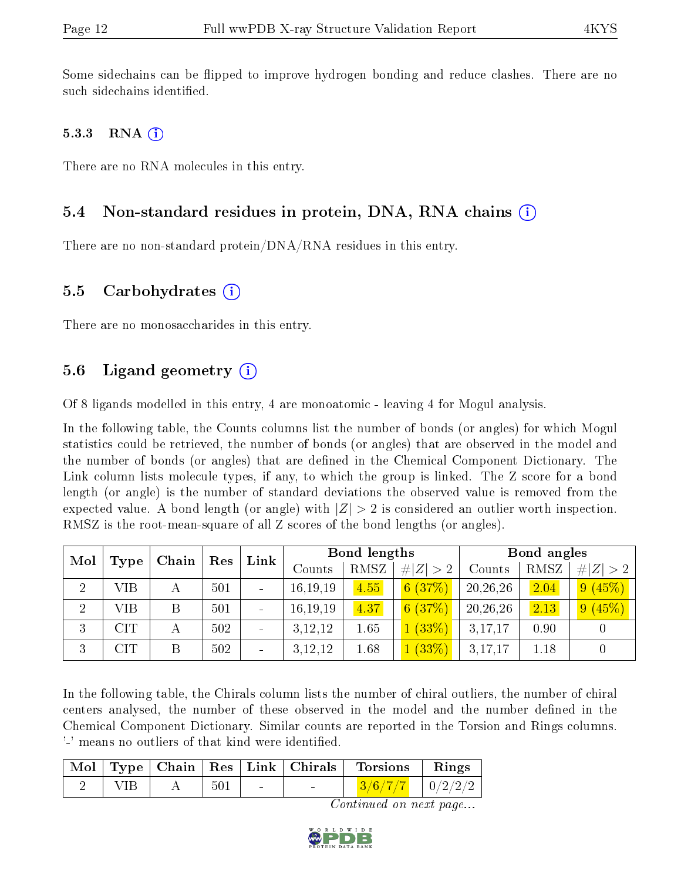Some sidechains can be flipped to improve hydrogen bonding and reduce clashes. There are no such sidechains identified.

#### 5.3.3 RNA

There are no RNA molecules in this entry.

### 5.4 Non-standard residues in protein, DNA, RNA chains

There are no non-standard protein/DNA/RNA residues in this entry.

### 5.5 Carbohydrates

There are no monosaccharides in this entry.

### 5.6 Ligand geometry

Of 8 ligands modelled in this entry, 4 are monoatomic - leaving 4 for Mogul analysis.

In the following table, the Counts columns list the number of bonds (or angles) for which Mogul statistics could be retrieved, the number of bonds (or angles) that are observed in the model and the number of bonds (or angles) that are defined in the Chemical Component Dictionary. The Link column lists molecule types, if any, to which the group is linked. The Z score for a bond length (or angle) is the number of standard deviations the observed value is removed from the expected value. A bond length (or angle) with $|Z| > 2$ is considered an outlier worth inspection. RMSZ is the root-mean-square of all Z scores of the bond lengths (or angles).

| Mol | Type | Chain | Res | Link | Bond lengths | | | Bond angles | | |
|---|---|---|---|---|---|---|---|---|---|---|
| | | | | | Counts | RMSZ | #\|Z\| > 2 | Counts | RMSZ | #\|Z\| > 2 |
| 2 | VIB | A | 501 | - | 16,19,19 | 4.55 | 6 (37%) | 20,26,26 | 2.04 | 9 (45%) |
| 2 | VIB | B | 501 | - | 16,19,19 | 4.37 | 6 (37%) | 20,26,26 | 2.13 | 9 (45%) |
| 3 | CIT | A | 502 | - | 3,12,12 | 1.65 | 1 (33%) | 3,17,17 | 0.90 | 0 |
| 3 | CIT | B | 502 | - | 3,12,12 | 1.68 | 1 (33%) | 3,17,17 | 1.18 | 0 |

In the following table, the Chirals column lists the number of chiral outliers, the number of chiral centers analysed, the number of these observed in the model and the number defined in the Chemical Component Dictionary. Similar counts are reported in the Torsion and Rings columns. '-' means no outliers of that kind were identified.

| Mol | Type | Chain | Res | Link | Chirals | Torsions | Rings |
|---|---|---|---|---|---|---|---|
| 2 | VIB | A | 501 | - | - | 3/6/7/7 | 0/2/2/2 |

*Continued on next page...*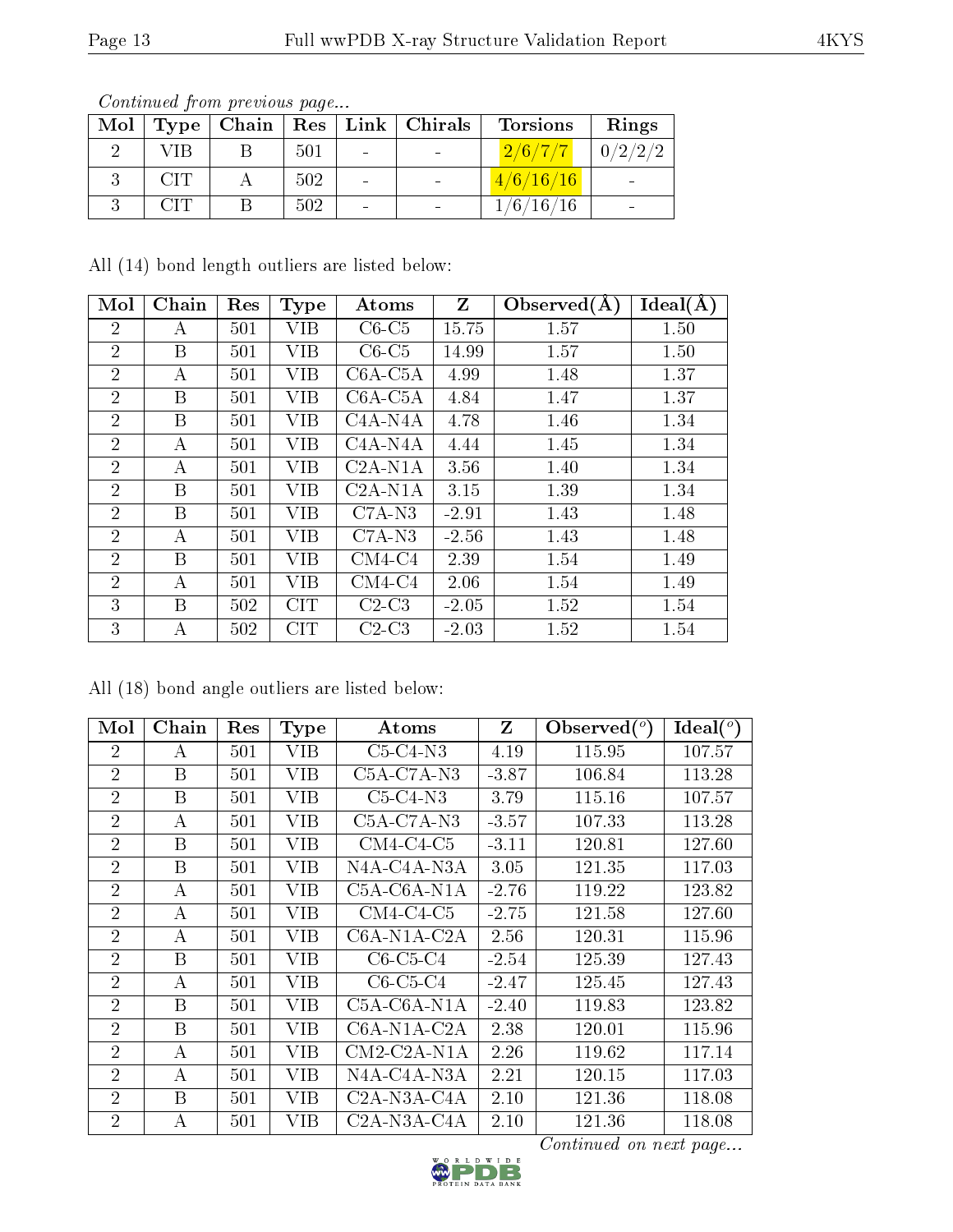*Continued from previous page...*

| Mol | Type | Chain | Res | Link | Chirals | Torsions | Rings |
| --- | --- | --- | --- | --- | --- | --- | --- |
| 2 | VIB | B | 501 | - | - | 2/6/7/7 | 0/2/2/2 |
| 3 | CIT | A | 502 | - | - | 4/6/16/16 | - |
| 3 | CIT | B | 502 | - | - | 1/6/16/16 | - |

All (14) bond length outliers are listed below:

| Mol | Chain | Res | Type | Atoms | Z | Observed(Å) | Ideal(Å) |
| --- | --- | --- | --- | --- | --- | --- | --- |
| 2 | A | 501 | VIB | C6-C5 | 15.75 | 1.57 | 1.50 |
| 2 | B | 501 | VIB | C6-C5 | 14.99 | 1.57 | 1.50 |
| 2 | A | 501 | VIB | C6A-C5A | 4.99 | 1.48 | 1.37 |
| 2 | B | 501 | VIB | C6A-C5A | 4.84 | 1.47 | 1.37 |
| 2 | B | 501 | VIB | C4A-N4A | 4.78 | 1.46 | 1.34 |
| 2 | A | 501 | VIB | C4A-N4A | 4.44 | 1.45 | 1.34 |
| 2 | A | 501 | VIB | C2A-N1A | 3.56 | 1.40 | 1.34 |
| 2 | B | 501 | VIB | C2A-N1A | 3.15 | 1.39 | 1.34 |
| 2 | B | 501 | VIB | C7A-N3 | -2.91 | 1.43 | 1.48 |
| 2 | A | 501 | VIB | C7A-N3 | -2.56 | 1.43 | 1.48 |
| 2 | B | 501 | VIB | CM4-C4 | 2.39 | 1.54 | 1.49 |
| 2 | A | 501 | VIB | CM4-C4 | 2.06 | 1.54 | 1.49 |
| 3 | B | 502 | CIT | C2-C3 | -2.05 | 1.52 | 1.54 |
| 3 | A | 502 | CIT | C2-C3 | -2.03 | 1.52 | 1.54 |

All (18) bond angle outliers are listed below:

| Mol | Chain | Res | Type | Atoms | Z | Observed(°) | Ideal(°) |
| --- | --- | --- | --- | --- | --- | --- | --- |
| 2 | A | 501 | VIB | C5-C4-N3 | 4.19 | 115.95 | 107.57 |
| 2 | B | 501 | VIB | C5A-C7A-N3 | -3.87 | 106.84 | 113.28 |
| 2 | B | 501 | VIB | C5-C4-N3 | 3.79 | 115.16 | 107.57 |
| 2 | A | 501 | VIB | C5A-C7A-N3 | -3.57 | 107.33 | 113.28 |
| 2 | B | 501 | VIB | CM4-C4-C5 | -3.11 | 120.81 | 127.60 |
| 2 | B | 501 | VIB | N4A-C4A-N3A | 3.05 | 121.35 | 117.03 |
| 2 | A | 501 | VIB | C5A-C6A-N1A | -2.76 | 119.22 | 123.82 |
| 2 | A | 501 | VIB | CM4-C4-C5 | -2.75 | 121.58 | 127.60 |
| 2 | A | 501 | VIB | C6A-N1A-C2A | 2.56 | 120.31 | 115.96 |
| 2 | B | 501 | VIB | C6-C5-C4 | -2.54 | 125.39 | 127.43 |
| 2 | A | 501 | VIB | C6-C5-C4 | -2.47 | 125.45 | 127.43 |
| 2 | B | 501 | VIB | C5A-C6A-N1A | -2.40 | 119.83 | 123.82 |
| 2 | B | 501 | VIB | C6A-N1A-C2A | 2.38 | 120.01 | 115.96 |
| 2 | A | 501 | VIB | CM2-C2A-N1A | 2.26 | 119.62 | 117.14 |
| 2 | A | 501 | VIB | N4A-C4A-N3A | 2.21 | 120.15 | 117.03 |
| 2 | B | 501 | VIB | C2A-N3A-C4A | 2.10 | 121.36 | 118.08 |
| 2 | A | 501 | VIB | C2A-N3A-C4A | 2.10 | 121.36 | 118.08 |

*Continued on next page...*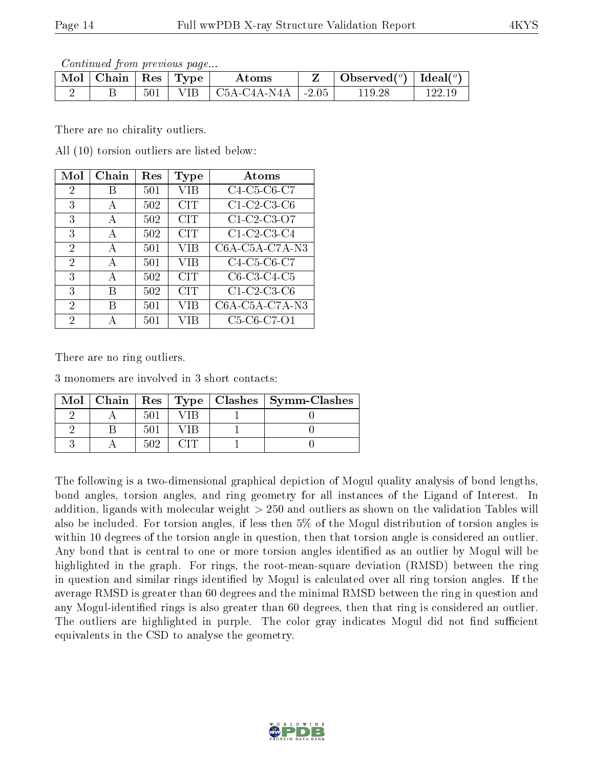*Continued from previous page...*

| Mol | Chain | Res | Type | Atoms | Z | Observed(°) | Ideal(°) |
|---|---|---|---|---|---|---|---|
| 2 | B | 501 | VIB | C5A-C4A-N4A | -2.05 | 119.28 | 122.19 |

There are no chirality outliers.

All (10) torsion outliers are listed below:

| Mol | Chain | Res | Type | Atoms |
|---|---|---|---|---|
| 2 | B | 501 | VIB | C4-C5-C6-C7 |
| 3 | A | 502 | CIT | C1-C2-C3-C6 |
| 3 | A | 502 | CIT | C1-C2-C3-O7 |
| 3 | A | 502 | CIT | C1-C2-C3-C4 |
| 2 | A | 501 | VIB | C6A-C5A-C7A-N3 |
| 2 | A | 501 | VIB | C4-C5-C6-C7 |
| 3 | A | 502 | CIT | C6-C3-C4-C5 |
| 3 | B | 502 | CIT | C1-C2-C3-C6 |
| 2 | B | 501 | VIB | C6A-C5A-C7A-N3 |
| 2 | A | 501 | VIB | C5-C6-C7-O1 |

There are no ring outliers.

3 monomers are involved in 3 short contacts:

| Mol | Chain | Res | Type | Clashes | Symm-Clashes |
|---|---|---|---|---|---|
| 2 | A | 501 | VIB | 1 | 0 |
| 2 | B | 501 | VIB | 1 | 0 |
| 3 | A | 502 | CIT | 1 | 0 |

The following is a two-dimensional graphical depiction of Mogul quality analysis of bond lengths, bond angles, torsion angles, and ring geometry for all instances of the Ligand of Interest. In addition, ligands with molecular weight > 250 and outliers as shown on the validation Tables will also be included. For torsion angles, if less then 5% of the Mogul distribution of torsion angles is within 10 degrees of the torsion angle in question, then that torsion angle is considered an outlier. Any bond that is central to one or more torsion angles identified as an outlier by Mogul will be highlighted in the graph. For rings, the root-mean-square deviation (RMSD) between the ring in question and similar rings identified by Mogul is calculated over all ring torsion angles. If the average RMSD is greater than 60 degrees and the minimal RMSD between the ring in question and any Mogul-identified rings is also greater than 60 degrees, then that ring is considered an outlier. The outliers are highlighted in purple. The color gray indicates Mogul did not find sufficient equivalents in the CSD to analyse the geometry.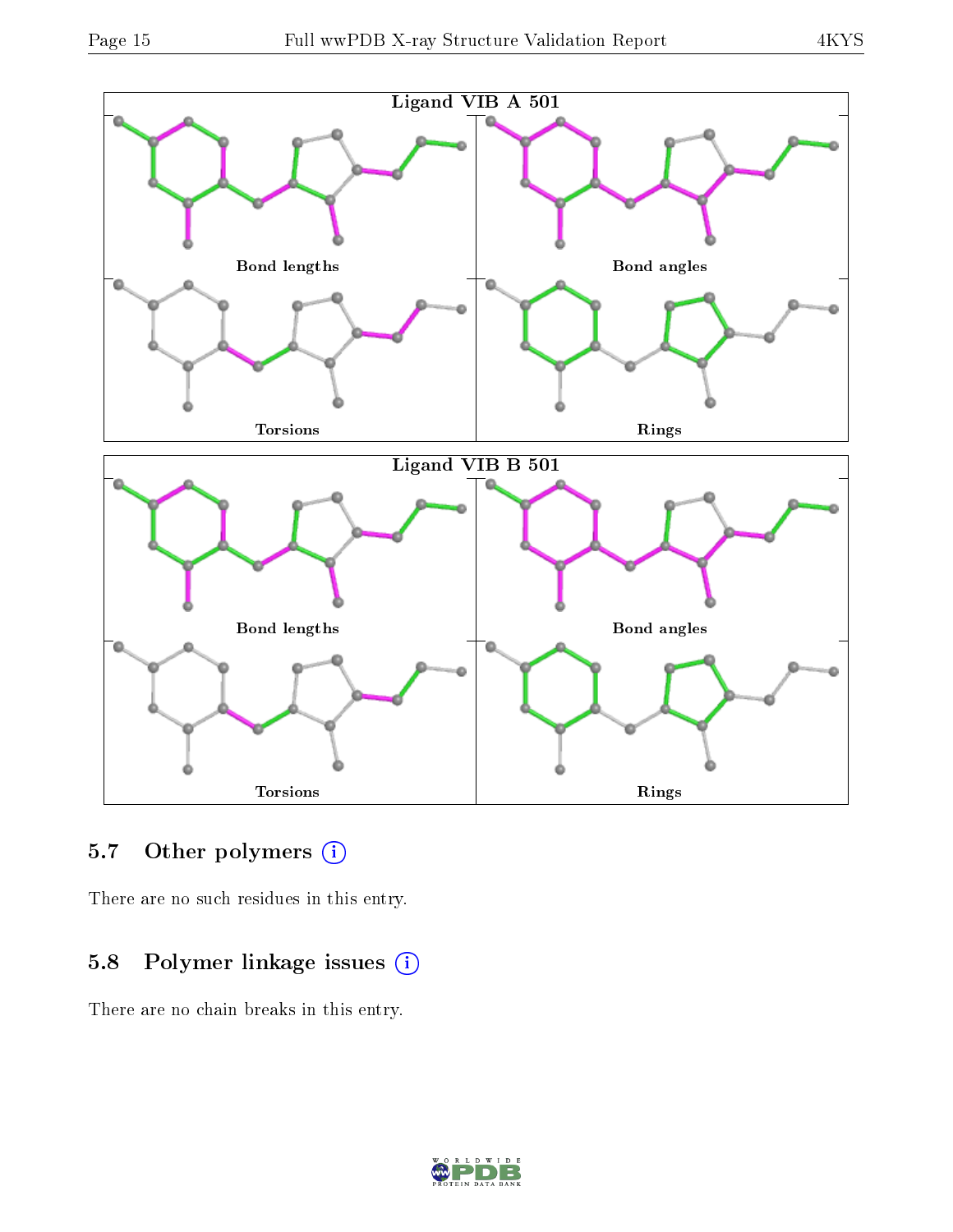Ligand VIB A 501

Bond lengths

Bond angles

Torsions

Rings

Ligand VIB B 501

Bond lengths

Bond angles

Torsions

Rings

## 5.7 Other polymers

There are no such residues in this entry.

## 5.8 Polymer linkage issues

There are no chain breaks in this entry.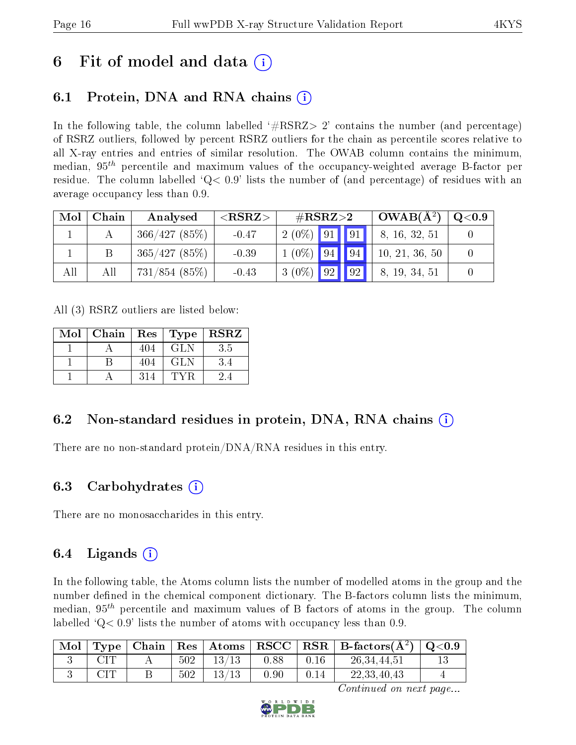## 6 Fit of model and data (i)

### 6.1 Protein, DNA and RNA chains (i)

In the following table, the column labelled '#RSRZ> 2' contains the number (and percentage) of RSRZ outliers, followed by percent RSRZ outliers for the chain as percentile scores relative to all X-ray entries and entries of similar resolution. The OWAB column contains the minimum, median, $95^{th}$ percentile and maximum values of the occupancy-weighted average B-factor per residue. The column labelled 'Q< 0.9' lists the number of (and percentage) of residues with an average occupancy less than 0.9.

| Mol | Chain | Analysed | <RSRZ> | #RSRZ>2 | | | OWAB($Å^2$) | Q<0.9 |
|---|---|---|---|---|---|---|---|---|
| 1 | A | 366/427 (85%) | -0.47 | 2 (0%) | 91 | 91 | 8, 16, 32, 51 | 0 |
| 1 | B | 365/427 (85%) | -0.39 | 1 (0%) | 94 | 94 | 10, 21, 36, 50 | 0 |
| All | All | 731/854 (85%) | -0.43 | 3 (0%) | 92 | 92 | 8, 19, 34, 51 | 0 |

All (3) RSRZ outliers are listed below:

| Mol | Chain | Res | Type | RSRZ |
|---|---|---|---|---|
| 1 | A | 404 | GLN | 3.5 |
| 1 | B | 404 | GLN | 3.4 |
| 1 | A | 314 | TYR | 2.4 |

### 6.2 Non-standard residues in protein, DNA, RNA chains (i)

There are no non-standard protein/DNA/RNA residues in this entry.

### 6.3 Carbohydrates (i)

There are no monosaccharides in this entry.

### 6.4 Ligands (i)

In the following table, the Atoms column lists the number of modelled atoms in the group and the number defined in the chemical component dictionary. The B-factors column lists the minimum, median, $95^{th}$ percentile and maximum values of B factors of atoms in the group. The column labelled 'Q< 0.9' lists the number of atoms with occupancy less than 0.9.

| Mol | Type | Chain | Res | Atoms | RSCC | RSR | B-factors($Å^2$) | Q<0.9 |
|---|---|---|---|---|---|---|---|---|
| 3 | CIT | A | 502 | 13/13 | 0.88 | 0.16 | 26,34,44,51 | 13 |
| 3 | CIT | B | 502 | 13/13 | 0.90 | 0.14 | 22,33,40,43 | 4 |

*Continued on next page...*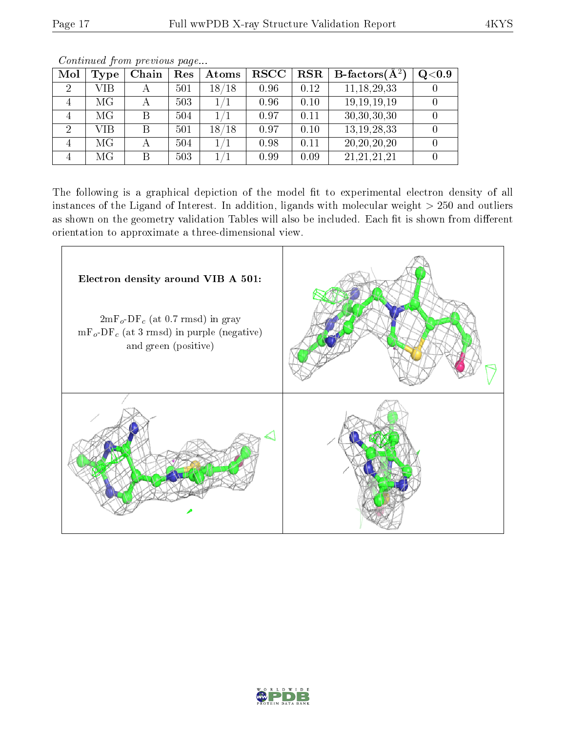*Continued from previous page...*

| Mol | Type | Chain | Res | Atoms | RSCC | RSR | B-factors($Å^2$) | Q<0.9 |
|---|---|---|---|---|---|---|---|---|
| 2 | VIB | A | 501 | 18/18 | 0.96 | 0.12 | 11,18,29,33 | 0 |
| 4 | MG | A | 503 | 1/1 | 0.96 | 0.10 | 19,19,19,19 | 0 |
| 4 | MG | B | 504 | 1/1 | 0.97 | 0.11 | 30,30,30,30 | 0 |
| 2 | VIB | B | 501 | 18/18 | 0.97 | 0.10 | 13,19,28,33 | 0 |
| 4 | MG | A | 504 | 1/1 | 0.98 | 0.11 | 20,20,20,20 | 0 |
| 4 | MG | B | 503 | 1/1 | 0.99 | 0.09 | 21,21,21,21 | 0 |

The following is a graphical depiction of the model fit to experimental electron density of all instances of the Ligand of Interest. In addition, ligands with molecular weight > 250 and outliers as shown on the geometry validation Tables will also be included. Each fit is shown from different orientation to approximate a three-dimensional view.

**Electron density around VIB A 501:**

$2mF_o$-$DF_c$ (at 0.7 rmsd) in gray
$mF_o$-$DF_c$ (at 3 rmsd) in purple (negative)
and green (positive)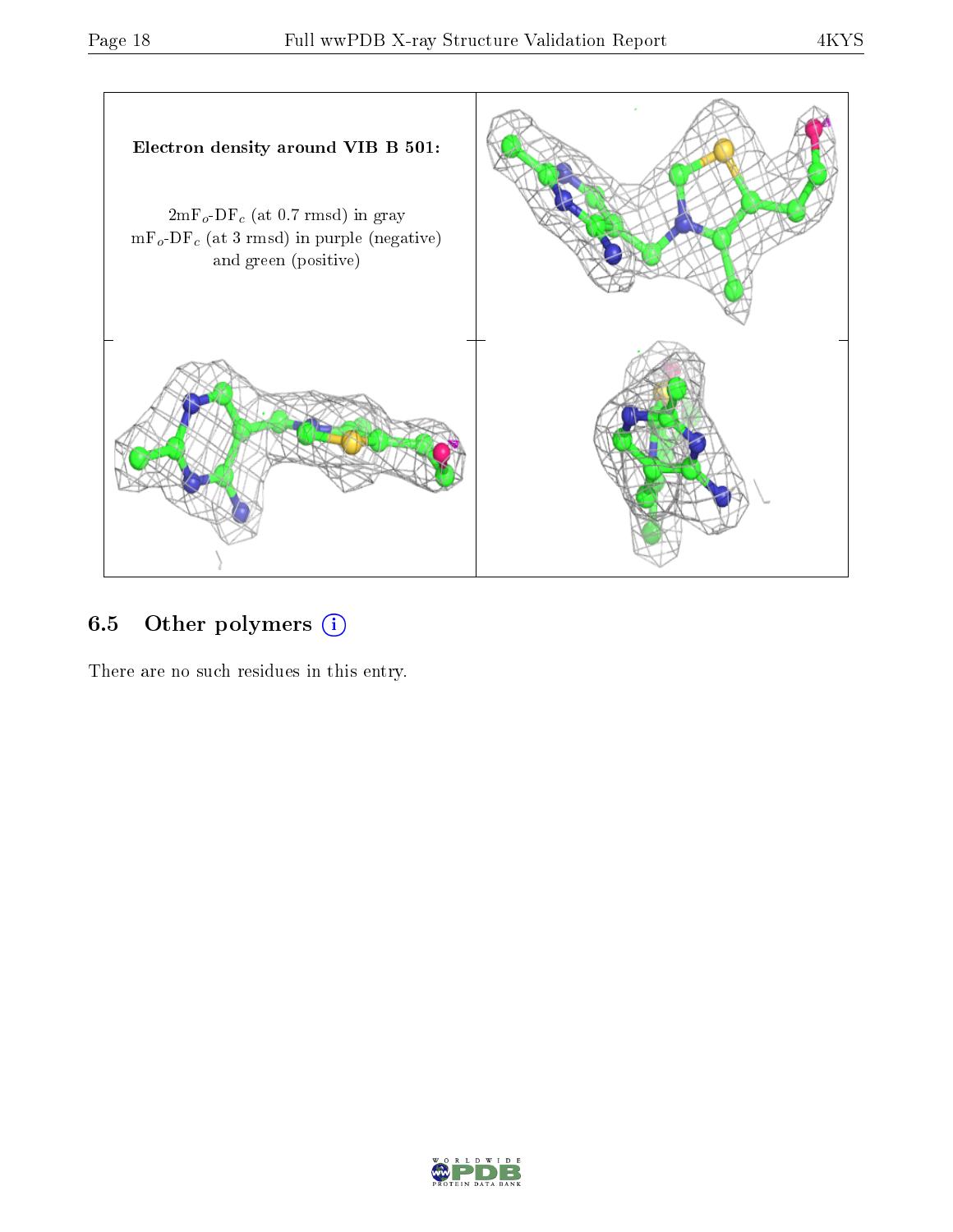**Electron density around VIB B 501:**

$2mF_o$-$DF_c$ (at 0.7 rmsd) in gray
$mF_o$-$DF_c$ (at 3 rmsd) in purple (negative)
and green (positive)

## 6.5 Other polymers

There are no such residues in this entry.